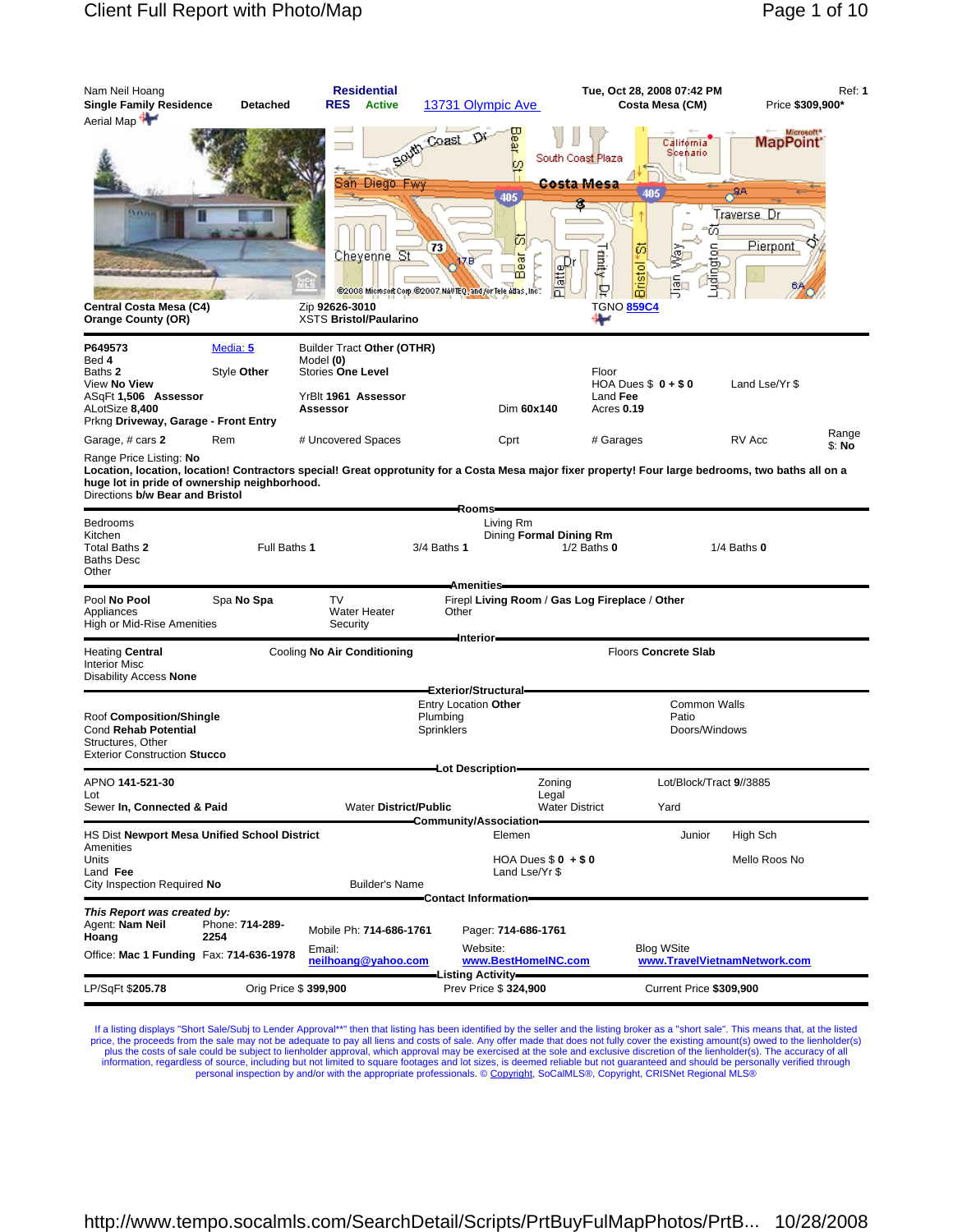Nam Neil Hoang

**Single Family Residence** **Detached** **Residential** **RES** **Active** 13731 Olympic Ave **Tue, Oct 28, 2008 07:42 PM** **Costa Mesa (CM)** Ref: **1** Price **$309,900***

Aerial Map

**Central Costa Mesa (C4)**
**Orange County (OR)**

Zip **92626-3010**
XSTS **Bristol/Paularino**

TGNO 859C4

---

**P649573** Media: 5

Bed **4**
Baths **2** Style **Other**
View **No View**
ASqFt **1,506 Assessor**
ALotSize **8,400**
Prkng **Driveway, Garage - Front Entry**

Builder Tract **Other (OTHR)**
Model **(0)**
Stories **One Level**
YrBlt **1961 Assessor**
**Assessor**

Floor
HOA Dues $ **0 + $ 0** Land Lse/Yr $
Land **Fee**
Dim **60x140** Acres **0.19**

Garage, # cars **2** Rem # Uncovered Spaces Cprt # Garages RV Acc Range $: **No**

Range Price Listing: **No**

**Location, location, location! Contractors special! Great opprotunity for a Costa Mesa major fixer property! Four large bedrooms, two baths all on a huge lot in pride of ownership neighborhood.**

Directions **b/w Bear and Bristol**

## Rooms

Bedrooms
Kitchen
Total Baths **2** Full Baths **1** 3/4 Baths **1** 1/2 Baths **0** 1/4 Baths **0**
Baths Desc
Other

Living Rm
Dining **Formal Dining Rm**

## Amenities

Pool **No Pool** Spa **No Spa**
Appliances
High or Mid-Rise Amenities

TV
Water Heater
Security

Firepl **Living Room / Gas Log Fireplace / Other**
Other

## Interior

Heating **Central** Cooling **No Air Conditioning** Floors **Concrete Slab**
Interior Misc
Disability Access **None**

## Exterior/Structural

Roof **Composition/Shingle**
Cond **Rehab Potential**
Structures, Other
Exterior Construction **Stucco**

Entry Location **Other**
Plumbing
Sprinklers

Common Walls
Patio
Doors/Windows

## Lot Description

APNO **141-521-30**
Lot
Sewer **In, Connected & Paid** Water District**/Public**

Zoning
Legal
Water District

Lot/Block/Tract **9//3885**
Yard

## Community/Association

HS Dist **Newport Mesa Unified School District**
Amenities
Units
Land **Fee**
City Inspection Required **No** Builder's Name

Elemen Junior High Sch
HOA Dues $ **0 + $ 0** Mello Roos No
Land Lse/Yr $

## Contact Information

***This Report was created by:***
Agent: **Nam Neil Hoang** Phone: **714-289-2254** Mobile Ph: **714-686-1761** Pager: **714-686-1761**
Office: **Mac 1 Funding** Fax: **714-636-1978** Email: **neilhoang@yahoo.com** Website: **www.BestHomeINC.com** Blog WSite **www.TravelVietnamNetwork.com**

## Listing Activity

LP/SqFt **$205.78** Orig Price $ **399,900** Prev Price $ **324,900** Current Price **$309,900**

---

If a listing displays "Short Sale/Subj to Lender Approval**" then that listing has been identified by the seller and the listing broker as a "short sale". This means that, at the listed price, the proceeds from the sale may not be adequate to pay all liens and costs of sale. Any offer made that does not fully cover the existing amount(s) owed to the lienholder(s) plus the costs of sale could be subject to lienholder approval, which approval may be exercised at the sole and exclusive discretion of the lienholder(s). The accuracy of all information, regardless of source, including but not limited to square footages and lot sizes, is deemed reliable but not guaranteed and should be personally verified through personal inspection by and/or with the appropriate professionals. © Copyright, SoCalMLS®, Copyright, CRISNet Regional MLS®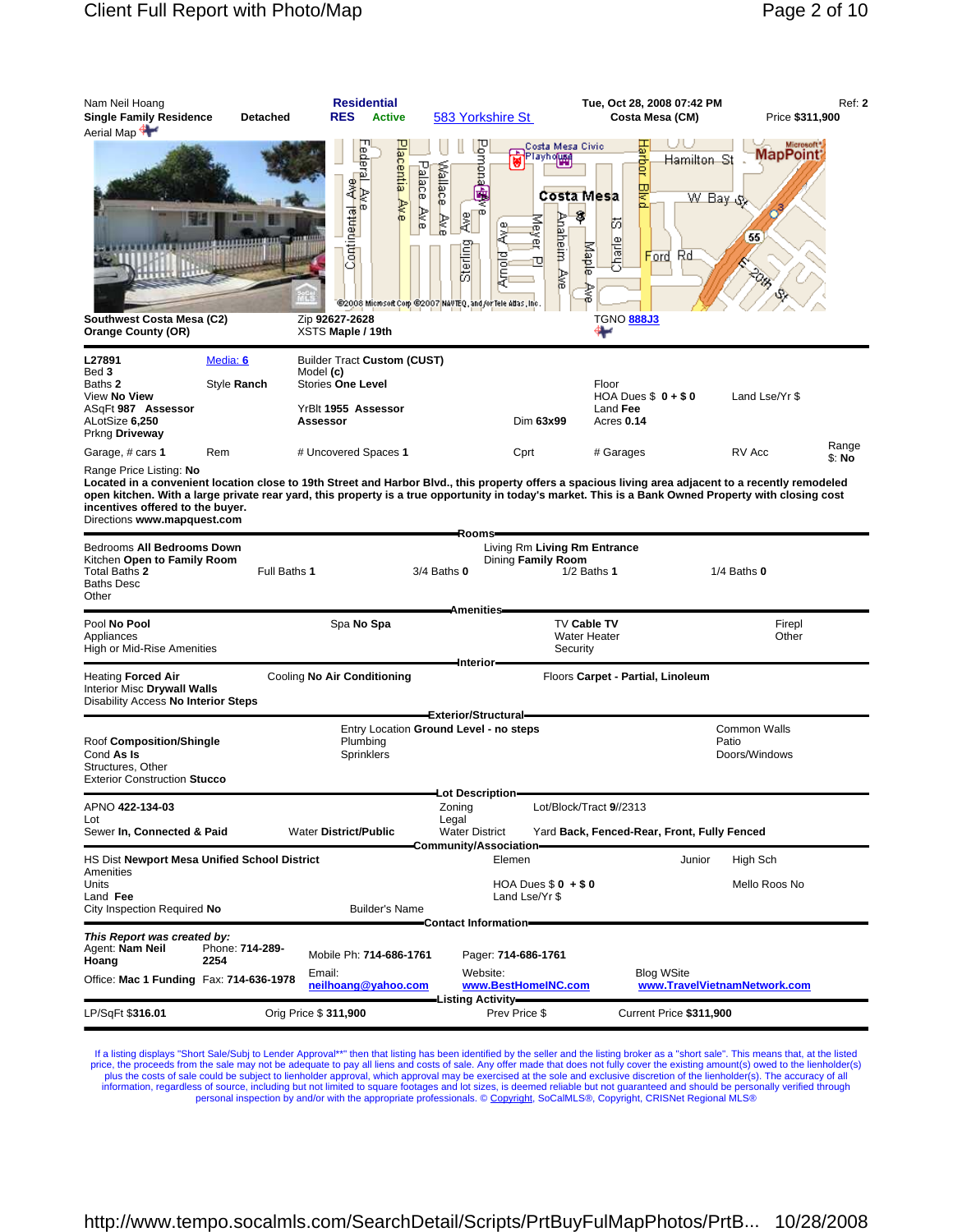Nam Neil Hoang | **Residential** | Tue, Oct 28, 2008 07:42 PM | Ref: **2**

**Single Family Residence** **Detached** **RES** **Active** 583 Yorkshire St **Costa Mesa (CM)** Price **$311,900**

Aerial Map

**Southwest Costa Mesa (C2)** | Zip **92627-2628** | TGNO **888J3**

**Orange County (OR)** | XSTS **Maple / 19th**

---

**L27891** Media: **6** Builder Tract **Custom (CUST)**

Bed **3** Model **(c)**

Baths **2** Style **Ranch** Stories **One Level** Floor

View **No View** HOA Dues $ **0 + $ 0** Land Lse/Yr $

ASqFt **987 Assessor** YrBlt **1955 Assessor** Land **Fee**

ALotSize **6,250** **Assessor** Dim **63x99** Acres **0.14**

Prkng **Driveway**

Garage, # cars **1** Rem # Uncovered Spaces **1** Cprt # Garages RV Acc Range $: **No**

Range Price Listing: **No**

**Located in a convenient location close to 19th Street and Harbor Blvd., this property offers a spacious living area adjacent to a recently remodeled open kitchen. With a large private rear yard, this property is a true opportunity in today's market. This is a Bank Owned Property with closing cost incentives offered to the buyer.**

Directions **www.mapquest.com**

## Rooms

Bedrooms **All Bedrooms Down** Living Rm **Living Rm Entrance**

Kitchen **Open to Family Room** Dining **Family Room**

Total Baths **2** Full Baths **1** 3/4 Baths **0** 1/2 Baths **1** 1/4 Baths **0**

Baths Desc

Other

## Amenities

Pool **No Pool** Spa **No Spa** TV **Cable TV** Firepl

Appliances Water Heater Other

High or Mid-Rise Amenities Security

## Interior

Heating **Forced Air** Cooling **No Air Conditioning** Floors **Carpet - Partial, Linoleum**

Interior Misc **Drywall Walls**

Disability Access **No Interior Steps**

## Exterior/Structural

Entry Location **Ground Level - no steps** Common Walls

Roof **Composition/Shingle** Plumbing Patio

Cond **As Is** Sprinklers Doors/Windows

Structures, Other

Exterior Construction **Stucco**

## Lot Description

APNO **422-134-03** Zoning Lot/Block/Tract **9//2313**

Lot Legal

Sewer **In, Connected & Paid** Water **District/Public** Water District Yard **Back, Fenced-Rear, Front, Fully Fenced**

## Community/Association

HS Dist **Newport Mesa Unified School District** Elemen Junior High Sch

Amenities

Units HOA Dues $ **0 + $ 0** Mello Roos **No**

Land **Fee** Land Lse/Yr $

City Inspection Required **No** Builder's Name

## Contact Information

***This Report was created by:***

Agent: **Nam Neil Hoang** Phone: **714-289-2254** Mobile Ph: **714-686-1761** Pager: **714-686-1761**

Office: **Mac 1 Funding** Fax: **714-636-1978** Email: **neilhoang@yahoo.com** Website: **www.BestHomeINC.com** Blog WSite **www.TravelVietnamNetwork.com**

## Listing Activity

LP/SqFt **$316.01** Orig Price $ **311,900** Prev Price $ Current Price **$311,900**

If a listing displays "Short Sale/Subj to Lender Approval**" then that listing has been identified by the seller and the listing broker as a "short sale". This means that, at the listed price, the proceeds from the sale may not be adequate to pay all liens and costs of sale. Any offer made that does not fully cover the existing amount(s) owed to the lienholder(s) plus the costs of sale could be subject to lienholder approval, which approval may be exercised at the sole and exclusive discretion of the lienholder(s). The accuracy of all information, regardless of source, including but not limited to square footages and lot sizes, is deemed reliable but not guaranteed and should be personally verified through personal inspection by and/or with the appropriate professionals. © Copyright, SoCalMLS®, Copyright, CRISNet Regional MLS®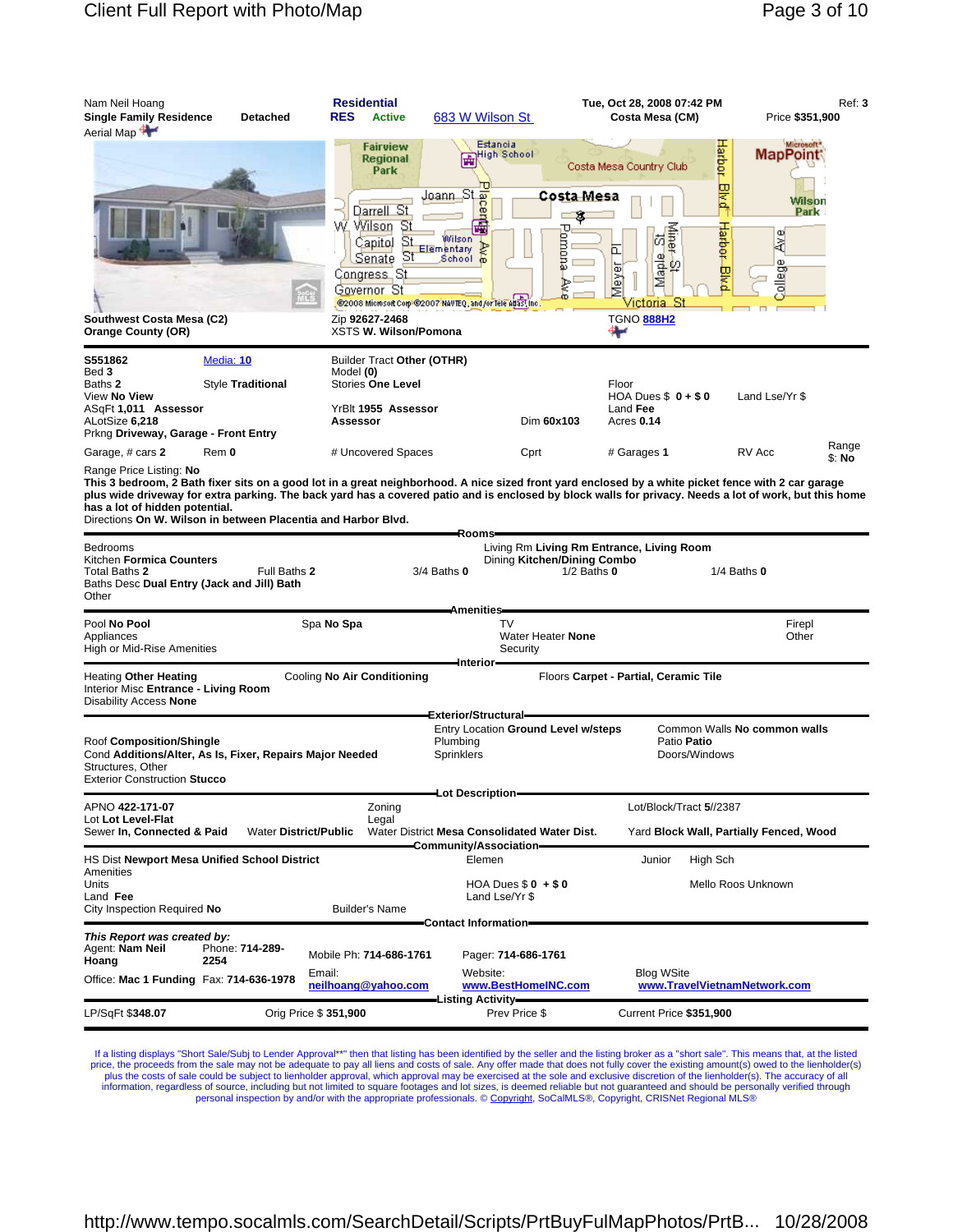Nam Neil Hoang
**Single Family Residence** **Detached**
Aerial Map

**Residential**
**RES** **Active** 683 W Wilson St

**Tue, Oct 28, 2008 07:42 PM**
**Costa Mesa (CM)**

Ref: **3**
Price **$351,900**

**Southwest Costa Mesa (C2)**
**Orange County (OR)**

Zip **92627-2468**
XSTS **W. Wilson/Pomona**

TGNO 888H2

| | | | | | | |
|---|---|---|---|---|---|---|
| **S551862** | Media: 10 | Builder Tract **Other (OTHR)** | | | | |
| Bed **3** | | Model **(0)** | | | | |
| Baths **2** | Style **Traditional** | Stories **One Level** | | Floor | | |
| View **No View** | | | | HOA Dues $ **0 + $ 0** | Land Lse/Yr $ | |
| ASqFt **1,011** **Assessor** | | YrBlt **1955** **Assessor** | | Land **Fee** | | |
| ALotSize **6,218** | | **Assessor** | Dim **60x103** | Acres **0.14** | | |
| Prkng **Driveway, Garage - Front Entry** | | | | | | |
| Garage, # cars **2** | Rem **0** | # Uncovered Spaces | Cprt | # Garages **1** | RV Acc | Range $: **No** |

Range Price Listing: **No**

**This 3 bedroom, 2 Bath fixer sits on a good lot in a great neighborhood. A nice sized front yard enclosed by a white picket fence with 2 car garage plus wide driveway for extra parking. The back yard has a covered patio and is enclosed by block walls for privacy. Needs a lot of work, but this home has a lot of hidden potential.**

Directions **On W. Wilson in between Placentia and Harbor Blvd.**

## Rooms

Bedrooms
Kitchen **Formica Counters**
Total Baths **2** Full Baths **2** 3/4 Baths **0** 1/2 Baths **0** 1/4 Baths **0**
Baths Desc **Dual Entry (Jack and Jill) Bath**
Other
Living Rm **Living Rm Entrance, Living Room**
Dining **Kitchen/Dining Combo**

## Amenities

Pool **No Pool**
Spa **No Spa**
Appliances
High or Mid-Rise Amenities
TV
Water Heater **None**
Security
Firepl
Other

## Interior

Heating **Other Heating**
Cooling **No Air Conditioning**
Floors **Carpet - Partial, Ceramic Tile**
Interior Misc **Entrance - Living Room**
Disability Access **None**

## Exterior/Structural

Roof **Composition/Shingle**
Cond **Additions/Alter, As Is, Fixer, Repairs Major Needed**
Structures, Other
Exterior Construction **Stucco**
Entry Location **Ground Level w/steps**
Plumbing
Sprinklers
Common Walls **No common walls**
Patio **Patio**
Doors/Windows

## Lot Description

APNO **422-171-07**
Lot **Lot Level-Flat**
Sewer **In, Connected & Paid**
Water **District/Public**
Zoning
Legal
Water District **Mesa Consolidated Water Dist.**
Lot/Block/Tract **5//2387**
Yard **Block Wall, Partially Fenced, Wood**

## Community/Association

HS Dist **Newport Mesa Unified School District**
Amenities
Units
Land **Fee**
City Inspection Required **No**
Builder's Name
Elemen
HOA Dues $ **0** + $ **0**
Land Lse/Yr $
Junior
High Sch
Mello Roos **Unknown**

## Contact Information

***This Report was created by:***
Agent: **Nam Neil Hoang**
Phone: **714-289-2254**
Office: **Mac 1 Funding**
Fax: **714-636-1978**
Mobile Ph: **714-686-1761**
Email: neilhoang@yahoo.com
Pager: **714-686-1761**
Website: www.BestHomeINC.com
Blog WSite www.TravelVietnamNetwork.com

## Listing Activity

LP/SqFt $**348.07**
Orig Price $ **351,900**
Prev Price $
Current Price **$351,900**

If a listing displays "Short Sale/Subj to Lender Approval**" then that listing has been identified by the seller and the listing broker as a "short sale". This means that, at the listed price, the proceeds from the sale may not be adequate to pay all liens and costs of sale. Any offer made that does not fully cover the existing amount(s) owed to the lienholder(s) plus the costs of sale could be subject to lienholder approval, which approval may be exercised at the sole and exclusive discretion of the lienholder(s). The accuracy of all information, regardless of source, including but not limited to square footages and lot sizes, is deemed reliable but not guaranteed and should be personally verified through personal inspection by and/or with the appropriate professionals. © Copyright, SoCalMLS®, Copyright, CRISNet Regional MLS®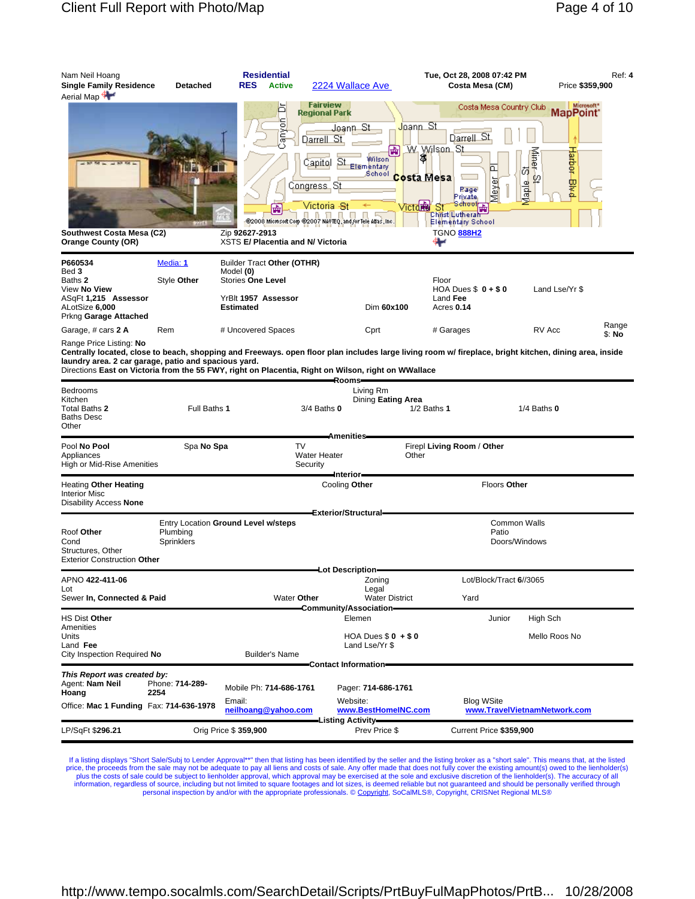Nam Neil Hoang | **Residential** | Tue, Oct 28, 2008 07:42 PM | Ref: **4**

**Single Family Residence** **Detached** **RES** **Active** 2224 Wallace Ave **Costa Mesa (CM)** Price **$359,900**

Aerial Map

**Southwest Costa Mesa (C2)**
**Orange County (OR)**

Zip **92627-2913**
XSTS **E/ Placentia and N/ Victoria**

TGNO 888H2

| | | | | | |
|---|---|---|---|---|---|
| **P660534** | Media: 1 | Builder Tract **Other (OTHR)** | | | |
| Bed **3** | | Model **(0)** | | | |
| Baths **2** | Style **Other** | Stories **One Level** | | Floor | |
| View **No View** | | | | HOA Dues $ **0** + $ **0** | Land Lse/Yr $ |
| ASqFt **1,215** **Assessor** | | YrBlt **1957** **Assessor** | | Land **Fee** | |
| ALotSize **6,000** | | **Estimated** | Dim **60x100** | Acres **0.14** | |
| Prkng **Garage Attached** | | | | | |
| Garage, # cars **2 A** | Rem | # Uncovered Spaces | Cprt | # Garages | RV Acc |

Range $: **No**

Range Price Listing: **No**

**Centrally located, close to beach, shopping and Freeways. open floor plan includes large living room w/ fireplace, bright kitchen, dining area, inside laundry area. 2 car garage, patio and spacious yard.**

Directions **East on Victoria from the 55 FWY, right on Placentia, Right on Wilson, right on WWallace**

**Rooms**

Bedrooms
Kitchen
Total Baths **2** Full Baths **1** 3/4 Baths **0** 1/2 Baths **1** 1/4 Baths **0**
Baths Desc
Other

Living Rm
Dining **Eating Area**

**Amenities**

Pool **No Pool** Spa **No Spa** TV Firepl **Living Room / Other**
Appliances Water Heater Other
High or Mid-Rise Amenities Security

**Interior**

Heating **Other Heating** Cooling **Other** Floors **Other**
Interior Misc
Disability Access **None**

**Exterior/Structural**

Entry Location **Ground Level w/steps** Common Walls
Roof **Other** Plumbing Patio
Cond Sprinklers Doors/Windows
Structures, Other
Exterior Construction **Other**

**Lot Description**

APNO **422-411-06** Zoning Lot/Block/Tract **6**//3065
Lot Legal
Sewer **In, Connected & Paid** Water **Other** Water District Yard

**Community/Association**

HS Dist **Other** Elemen Junior High Sch
Amenities
Units HOA Dues $ **0** + $ **0** Mello Roos No
Land **Fee** Land Lse/Yr $
City Inspection Required **No** Builder's Name

**Contact Information**

***This Report was created by:***
Agent: **Nam Neil Hoang** Phone: **714-289-2254** Mobile Ph: **714-686-1761** Pager: **714-686-1761**
Office: **Mac 1 Funding** Fax: **714-636-1978** Email: **neilhoang@yahoo.com** Website: **www.BestHomeINC.com** Blog WSite **www.TravelVietnamNetwork.com**

**Listing Activity**

LP/SqFt **$296.21** Orig Price $ **359,900** Prev Price $ Current Price **$359,900**

If a listing displays "Short Sale/Subj to Lender Approval**" then that listing has been identified by the seller and the listing broker as a "short sale". This means that, at the listed price, the proceeds from the sale may not be adequate to pay all liens and costs of sale. Any offer made that does not fully cover the existing amount(s) owed to the lienholder(s) plus the costs of sale could be subject to lienholder approval, which approval may be exercised at the sole and exclusive discretion of the lienholder(s). The accuracy of all information, regardless of source, including but not limited to square footages and lot sizes, is deemed reliable but not guaranteed and should be personally verified through personal inspection by and/or with the appropriate professionals. © Copyright, SoCalMLS®, Copyright, CRISNet Regional MLS®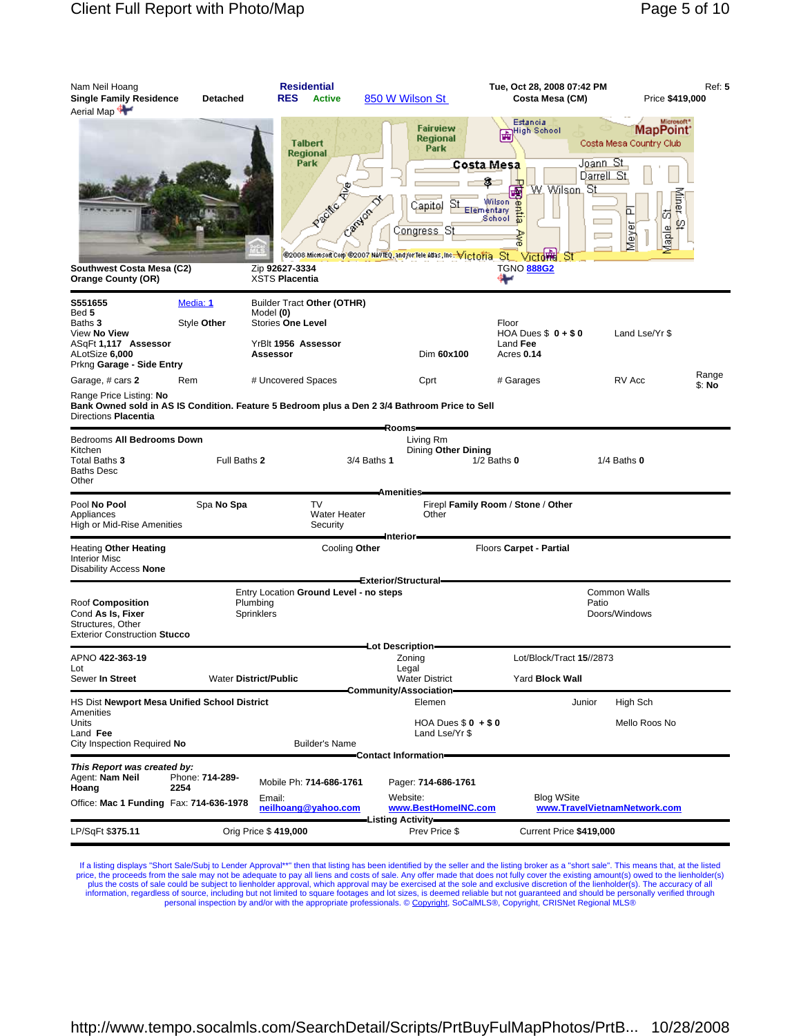Nam Neil Hoang
**Single Family Residence** **Detached** **Residential** **RES** **Active** 850 W Wilson St

**Tue, Oct 28, 2008 07:42 PM** Ref: **5**
**Costa Mesa (CM)** Price **$419,000**

Aerial Map

**Southwest Costa Mesa (C2)**
**Orange County (OR)**
Zip **92627-3334**
XSTS **Placentia**
TGNO 888G2

| | | | | | | |
|---|---|---|---|---|---|---|
| **S551655** | Media: 1 | Builder Tract **Other (OTHR)** | | | | |
| Bed **5** | | Model **(0)** | | | | |
| Baths **3** | Style **Other** | Stories **One Level** | | Floor | | |
| View **No View** | | | | HOA Dues $ **0 + $ 0** | Land Lse/Yr $ | |
| ASqFt **1,117 Assessor** | | YrBlt **1956 Assessor** | | Land **Fee** | | |
| ALotSize **6,000** | | **Assessor** | Dim **60x100** | Acres **0.14** | | |
| Prkng **Garage - Side Entry** | | | | | | |
| Garage, # cars **2** | Rem | # Uncovered Spaces | Cprt | # Garages | RV Acc | Range $: **No** |

Range Price Listing: **No**
**Bank Owned sold in AS IS Condition. Feature 5 Bedroom plus a Den 2 3/4 Bathroom Price to Sell**
Directions **Placentia**

## Rooms

Bedrooms **All Bedrooms Down**
Living Rm
Kitchen
Dining **Other Dining**
Total Baths **3** Full Baths **2** 3/4 Baths **1** 1/2 Baths **0** 1/4 Baths **0**
Baths Desc
Other

## Amenities

Pool **No Pool** Spa **No Spa** TV Firepl **Family Room / Stone / Other**
Appliances Water Heater Other
High or Mid-Rise Amenities Security

## Interior

Heating **Other Heating** Cooling **Other** Floors **Carpet - Partial**
Interior Misc
Disability Access **None**

## Exterior/Structural

Entry Location **Ground Level - no steps** Common Walls
Roof **Composition** Plumbing Patio
Cond **As Is, Fixer** Sprinklers Doors/Windows
Structures, Other
Exterior Construction **Stucco**

## Lot Description

APNO **422-363-19** Zoning Lot/Block/Tract **15//2873**
Lot Legal
Sewer **In Street** Water **District/Public** Water District Yard **Block Wall**

## Community/Association

HS Dist **Newport Mesa Unified School District** Elemen Junior High Sch
Amenities
Units HOA Dues $ **0 + $ 0** Mello Roos No
Land **Fee** Land Lse/Yr $
City Inspection Required **No** Builder's Name

## Contact Information

***This Report was created by:***
Agent: **Nam Neil Hoang** Phone: **714-289-2254** Mobile Ph: **714-686-1761** Pager: **714-686-1761**
Office: **Mac 1 Funding** Fax: **714-636-1978** Email: neilhoang@yahoo.com Website: www.BestHomeINC.com Blog WSite www.TravelVietnamNetwork.com

## Listing Activity

LP/SqFt **$375.11** Orig Price $ **419,000** Prev Price $ Current Price **$419,000**

If a listing displays "Short Sale/Subj to Lender Approval**" then that listing has been identified by the seller and the listing broker as a "short sale". This means that, at the listed price, the proceeds from the sale may not be adequate to pay all liens and costs of sale. Any offer made that does not fully cover the existing amount(s) owed to the lienholder(s) plus the costs of sale could be subject to lienholder approval, which approval may be exercised at the sole and exclusive discretion of the lienholder(s). The accuracy of all information, regardless of source, including but not limited to square footages and lot sizes, is deemed reliable but not guaranteed and should be personally verified through personal inspection by and/or with the appropriate professionals. © Copyright, SoCalMLS®, Copyright, CRISNet Regional MLS®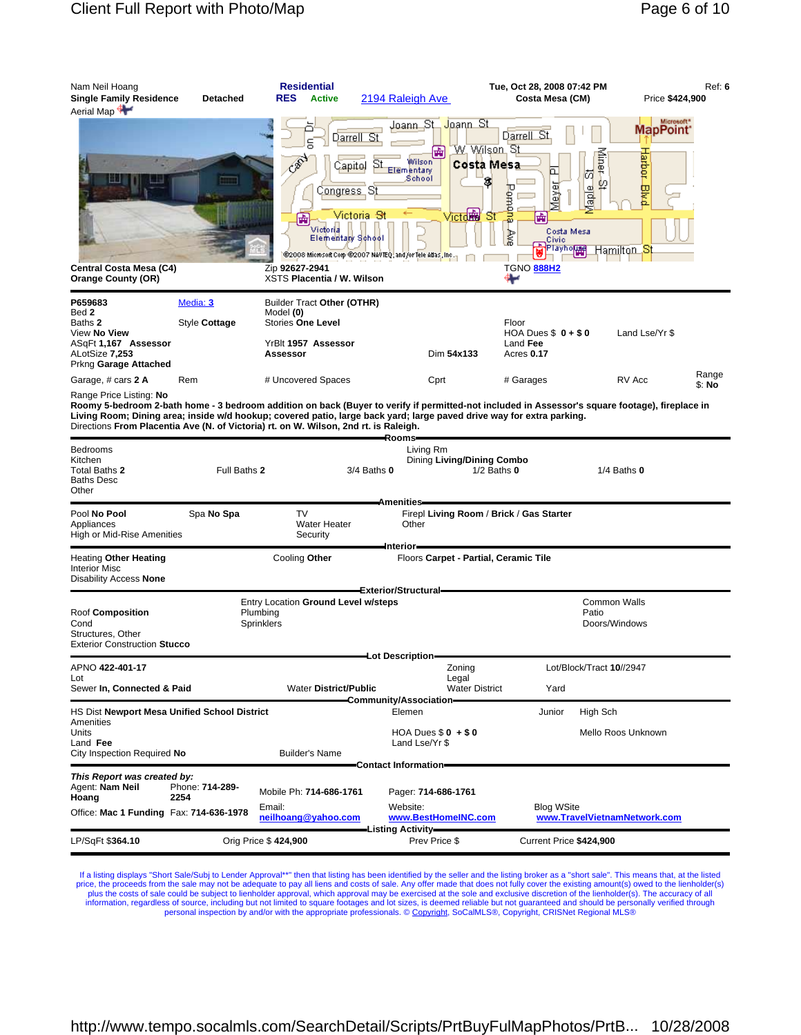Nam Neil Hoang

**Single Family Residence** **Detached** **Residential** **RES** **Active** [2194 Raleigh Ave](#) **Tue, Oct 28, 2008 07:42 PM** **Costa Mesa (CM)** Ref: **6** Price **$424,900**

Aerial Map

**Central Costa Mesa (C4)**
**Orange County (OR)**

Zip **92627-2941**
XSTS **Placentia / W. Wilson**

TGNO **888H2**

**P659683** Media: 3 Builder Tract **Other (OTHR)**
Bed **2** Model **(0)**
Baths **2** Style **Cottage** Stories **One Level** Floor
View **No View** HOA Dues $ **0 + $ 0** Land Lse/Yr $
ASqFt **1,167 Assessor** YrBlt **1957 Assessor** Land **Fee**
ALotSize **7,253** **Assessor** Dim **54x133** Acres **0.17**
Prkng **Garage Attached**

Garage, # cars **2 A** Rem # Uncovered Spaces Cprt # Garages RV Acc Range $: **No**

Range Price Listing: **No**

**Roomy 5-bedroom 2-bath home - 3 bedroom addition on back (Buyer to verify if permitted-not included in Assessor's square footage), fireplace in Living Room; Dining area; inside w/d hookup; covered patio, large back yard; large paved drive way for extra parking.**

Directions **From Placentia Ave (N. of Victoria) rt. on W. Wilson, 2nd rt. is Raleigh.**

## Rooms

Bedrooms
Kitchen
Living Rm
Dining **Living/Dining Combo**
Total Baths **2** Full Baths **2** 3/4 Baths **0** 1/2 Baths **0** 1/4 Baths **0**
Baths Desc
Other

## Amenities

Pool **No Pool** Spa **No Spa** TV Firepl **Living Room / Brick / Gas Starter**
Appliances Water Heater Other
High or Mid-Rise Amenities Security

## Interior

Heating **Other Heating** Cooling **Other** Floors **Carpet - Partial, Ceramic Tile**
Interior Misc
Disability Access **None**

## Exterior/Structural

Entry Location **Ground Level w/steps** Common Walls
Roof **Composition** Plumbing Patio
Cond Sprinklers Doors/Windows
Structures, Other
Exterior Construction **Stucco**

## Lot Description

APNO **422-401-17** Zoning Lot/Block/Tract **10//2947**
Lot Legal
Sewer **In, Connected & Paid** Water **District/Public** Water District Yard

## Community/Association

HS Dist **Newport Mesa Unified School District** Elemen Junior High Sch
Amenities
Units HOA Dues $ **0 + $ 0** Mello Roos Unknown
Land **Fee** Land Lse/Yr $
City Inspection Required **No** Builder's Name

## Contact Information

***This Report was created by:***
Agent: **Nam Neil Hoang** Phone: **714-289-2254** Mobile Ph: **714-686-1761** Pager: **714-686-1761**
Office: **Mac 1 Funding** Fax: **714-636-1978** Email: **neilhoang@yahoo.com** Website: **www.BestHomeINC.com** Blog WSite **www.TravelVietnamNetwork.com**

## Listing Activity

LP/SqFt **$364.10** Orig Price **$ 424,900** Prev Price $ Current Price **$424,900**

If a listing displays "Short Sale/Subj to Lender Approval**" then that listing has been identified by the seller and the listing broker as a "short sale". This means that, at the listed price, the proceeds from the sale may not be adequate to pay all liens and costs of sale. Any offer made that does not fully cover the existing amount(s) owed to the lienholder(s) plus the costs of sale could be subject to lienholder approval, which approval may be exercised at the sole and exclusive discretion of the lienholder(s). The accuracy of all information, regardless of source, including but not limited to square footages and lot sizes, is deemed reliable but not guaranteed and should be personally verified through personal inspection by and/or with the appropriate professionals. © Copyright, SoCalMLS®, Copyright, CRISNet Regional MLS®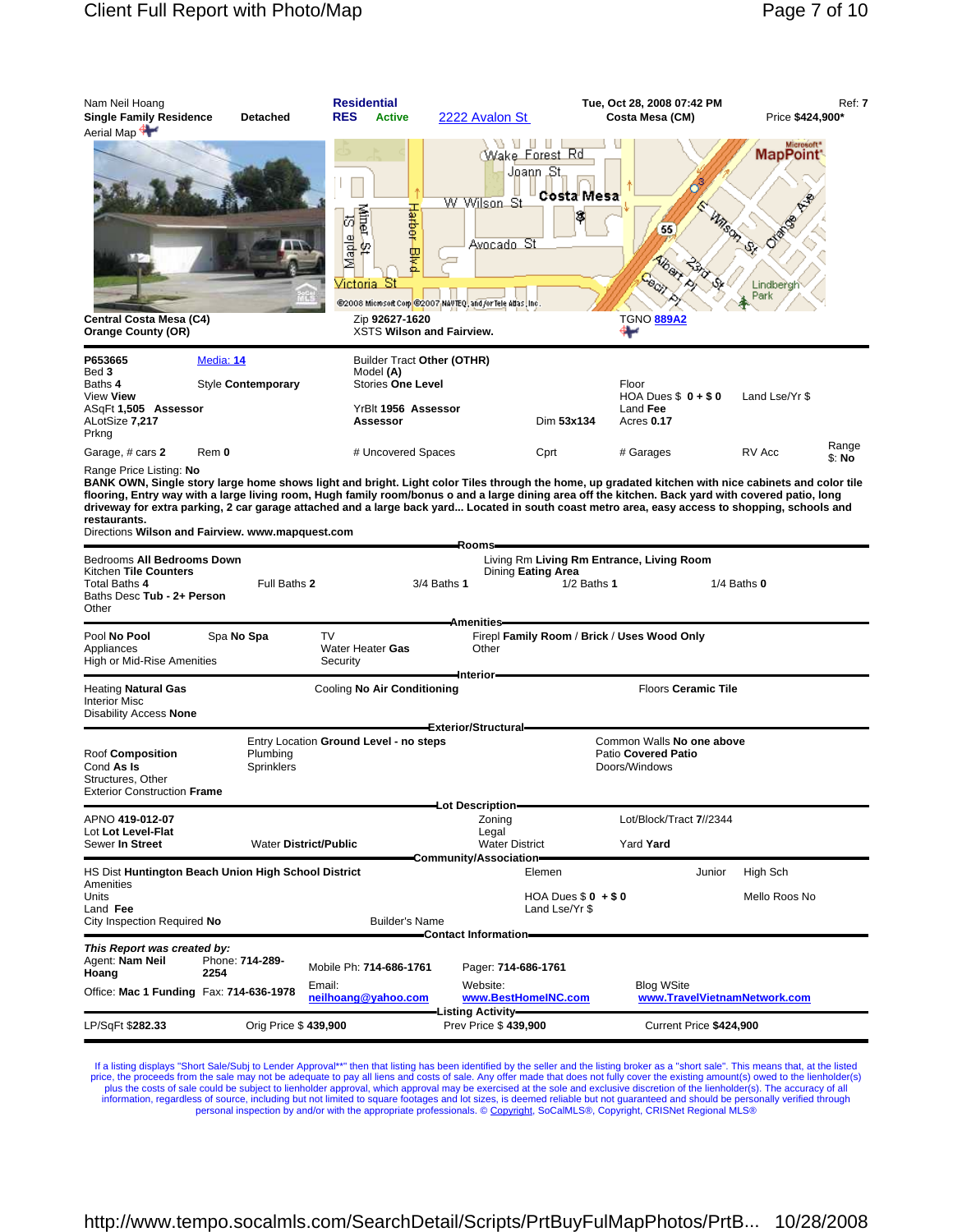Nam Neil Hoang
**Single Family Residence** **Detached**
Aerial Map

**Residential**
**RES** **Active** 2222 Avalon St

**Tue, Oct 28, 2008 07:42 PM** Ref: **7**
**Costa Mesa (CM)** Price **$424,900***

**Central Costa Mesa (C4)**
**Orange County (OR)**

Zip **92627-1620**
XSTS **Wilson and Fairview.**

TGNO 889A2

P653665 Media: 14
Bed **3**
Baths **4** Style **Contemporary**
View **View**
ASqFt **1,505** **Assessor**
ALotSize **7,217**
Prkng

Builder Tract **Other (OTHR)**
Model **(A)**
Stories **One Level**

YrBlt **1956** **Assessor**
**Assessor** Dim **53x134**

Floor
HOA Dues $ **0 + $ 0** Land Lse/Yr $
Land **Fee**
Acres **0.17**

Garage, # cars **2** Rem **0** # Uncovered Spaces Cprt # Garages RV Acc Range $: **No**

Range Price Listing: **No**

**BANK OWN, Single story large home shows light and bright. Light color Tiles through the home, up gradated kitchen with nice cabinets and color tile flooring, Entry way with a large living room, Hugh family room/bonus o and a large dining area off the kitchen. Back yard with covered patio, long driveway for extra parking, 2 car garage attached and a large back yard... Located in south coast metro area, easy access to shopping, schools and restaurants.**

Directions **Wilson and Fairview. www.mapquest.com**

## Rooms

Bedrooms **All Bedrooms Down**
Kitchen **Tile Counters**
Total Baths **4** Full Baths **2** 3/4 Baths **1** 1/2 Baths **1** 1/4 Baths **0**
Baths Desc **Tub - 2+ Person**
Other
Living Rm **Living Rm Entrance, Living Room**
Dining **Eating Area**

## Amenities

Pool **No Pool** Spa **No Spa** TV Firepl **Family Room / Brick / Uses Wood Only**
Appliances Water Heater **Gas** Other
High or Mid-Rise Amenities Security

## Interior

Heating **Natural Gas** Cooling **No Air Conditioning** Floors **Ceramic Tile**
Interior Misc
Disability Access **None**

## Exterior/Structural

Entry Location **Ground Level - no steps** Common Walls **No one above**
Roof **Composition** Plumbing Patio **Covered Patio**
Cond **As Is** Sprinklers Doors/Windows
Structures, Other
Exterior Construction **Frame**

## Lot Description

APNO **419-012-07** Zoning Lot/Block/Tract **7//2344**
Lot **Lot Level-Flat** Legal
Sewer **In Street** Water **District/Public** Water District Yard **Yard**

## Community/Association

HS Dist **Huntington Beach Union High School District** Elemen Junior High Sch
Amenities
Units HOA Dues $ **0** + **$ 0** Mello Roos **No**
Land **Fee** Land Lse/Yr $
City Inspection Required **No** Builder's Name

## Contact Information

***This Report was created by:***
Agent: **Nam Neil Hoang** Phone: **714-289-2254** Mobile Ph: **714-686-1761** Pager: **714-686-1761**
Office: **Mac 1 Funding** Fax: **714-636-1978** Email: **neilhoang@yahoo.com** Website: **www.BestHomeINC.com** Blog WSite **www.TravelVietnamNetwork.com**

## Listing Activity

LP/SqFt **$282.33** Orig Price $ **439,900** Prev Price $ **439,900** Current Price **$424,900**

If a listing displays "Short Sale/Subj to Lender Approval**" then that listing has been identified by the seller and the listing broker as a "short sale". This means that, at the listed price, the proceeds from the sale may not be adequate to pay all liens and costs of sale. Any offer made that does not fully cover the existing amount(s) owed to the lienholder(s) plus the costs of sale could be subject to lienholder approval, which approval may be exercised at the sole and exclusive discretion of the lienholder(s). The accuracy of all information, regardless of source, including but not limited to square footages and lot sizes, is deemed reliable but not guaranteed and should be personally verified through personal inspection by and/or with the appropriate professionals. © Copyright, SoCalMLS®, Copyright, CRISNet Regional MLS®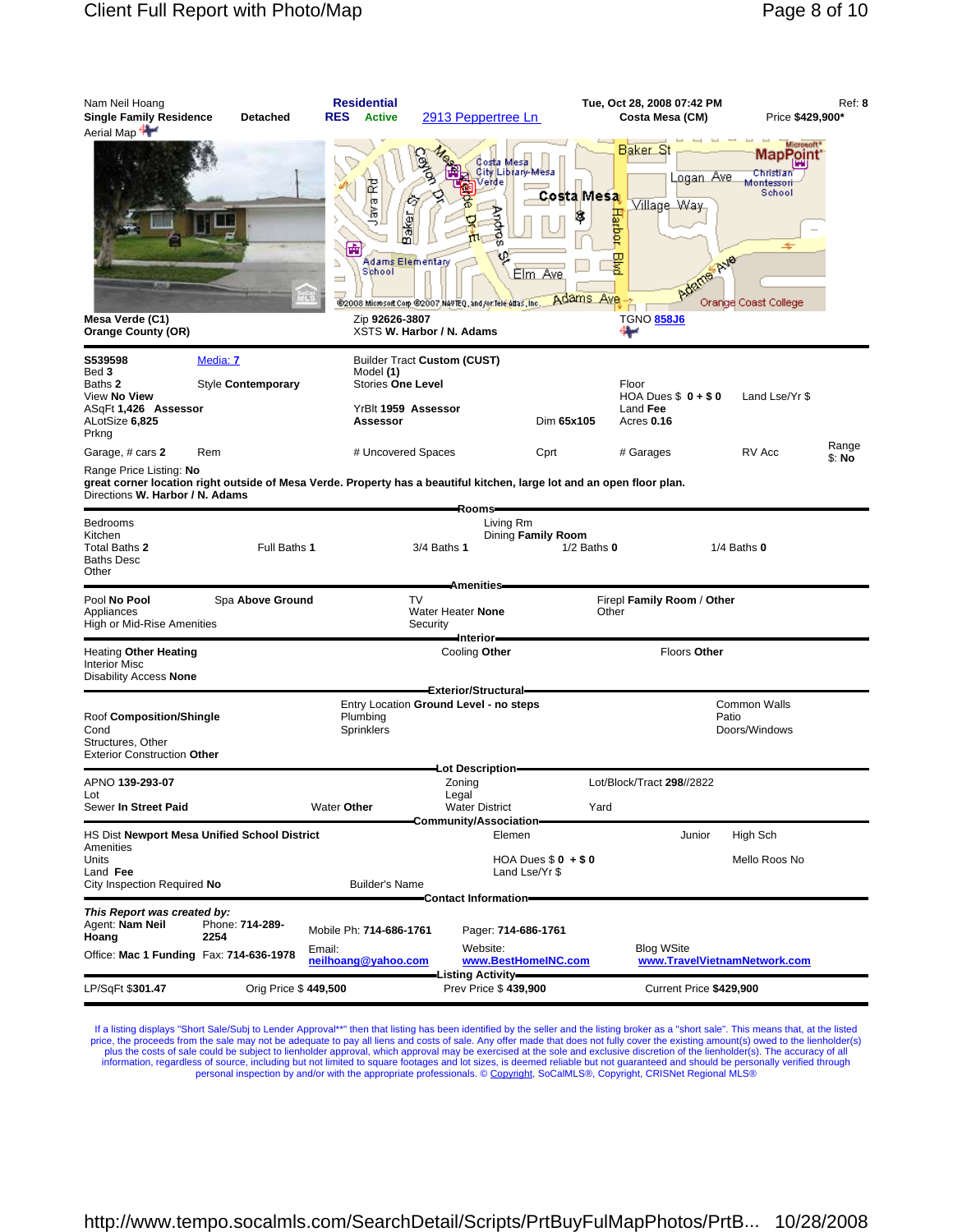Nam Neil Hoang
**Single Family Residence** **Detached**
Aerial Map

**Residential**
**RES** **Active** 2913 Peppertree Ln

**Tue, Oct 28, 2008 07:42 PM**
**Costa Mesa (CM)**

Ref: **8**
Price **$429,900***

**Mesa Verde (C1)**
**Orange County (OR)**

Zip **92626-3807**
XSTS **W. Harbor / N. Adams**

TGNO 858J6

| | | | | | |
|---|---|---|---|---|---|
| **S539598** | Media: 7 | Builder Tract **Custom (CUST)** | | | |
| Bed **3** | | Model **(1)** | | | |
| Baths **2** | Style **Contemporary** | Stories **One Level** | | Floor | |
| View **No View** | | | | HOA Dues $ **0 + $ 0** | Land Lse/Yr $ |
| ASqFt **1,426** **Assessor** | | YrBlt **1959** **Assessor** | | Land **Fee** | |
| ALotSize **6,825** | | **Assessor** | Dim **65x105** | Acres **0.16** | |
| Prkng | | | | | |
| Garage, # cars **2** | Rem | # Uncovered Spaces | Cprt | # Garages | RV Acc |

Range $: **No**

Range Price Listing: **No**
**great corner location right outside of Mesa Verde. Property has a beautiful kitchen, large lot and an open floor plan.**
Directions **W. Harbor / N. Adams**

**Rooms**

Bedrooms
Kitchen
Total Baths **2** Full Baths **1** 3/4 Baths **1** 1/2 Baths **0** 1/4 Baths **0**
Baths Desc
Other

Living Rm
Dining **Family Room**

**Amenities**

Pool **No Pool** Spa **Above Ground**
Appliances
High or Mid-Rise Amenities

TV
Water Heater **None**
Security

Firepl **Family Room / Other**
Other

**Interior**

Heating **Other Heating** Cooling **Other** Floors **Other**
Interior Misc
Disability Access **None**

**Exterior/Structural**

Roof **Composition/Shingle**
Cond
Structures, Other
Exterior Construction **Other**

Entry Location **Ground Level - no steps**
Plumbing
Sprinklers

Common Walls
Patio
Doors/Windows

**Lot Description**

APNO **139-293-07** Zoning Lot/Block/Tract **298//2822**
Lot Legal
Sewer **In Street Paid** Water **Other** Water District Yard

**Community/Association**

HS Dist **Newport Mesa Unified School District** Elemen Junior High Sch
Amenities
Units HOA Dues $ **0 + $ 0** Mello Roos **No**
Land **Fee** Land Lse/Yr $
City Inspection Required **No** Builder's Name

**Contact Information**

***This Report was created by:***
Agent: **Nam Neil Hoang** Phone: **714-289-2254** Mobile Ph: **714-686-1761** Pager: **714-686-1761**
Office: **Mac 1 Funding** Fax: **714-636-1978** Email: **neilhoang@yahoo.com** Website: **www.BestHomeINC.com** Blog WSite **www.TravelVietnamNetwork.com**

**Listing Activity**

LP/SqFt $**301.47** Orig Price $ **449,500** Prev Price $ **439,900** Current Price **$429,900**

If a listing displays "Short Sale/Subj to Lender Approval**" then that listing has been identified by the seller and the listing broker as a "short sale". This means that, at the listed price, the proceeds from the sale may not be adequate to pay all liens and costs of sale. Any offer made that does not fully cover the existing amount(s) owed to the lienholder(s) plus the costs of sale could be subject to lienholder approval, which approval may be exercised at the sole and exclusive discretion of the lienholder(s). The accuracy of all information, regardless of source, including but not limited to square footages and lot sizes, is deemed reliable but not guaranteed and should be personally verified through personal inspection by and/or with the appropriate professionals. © Copyright, SoCalMLS®, Copyright, CRISNet Regional MLS®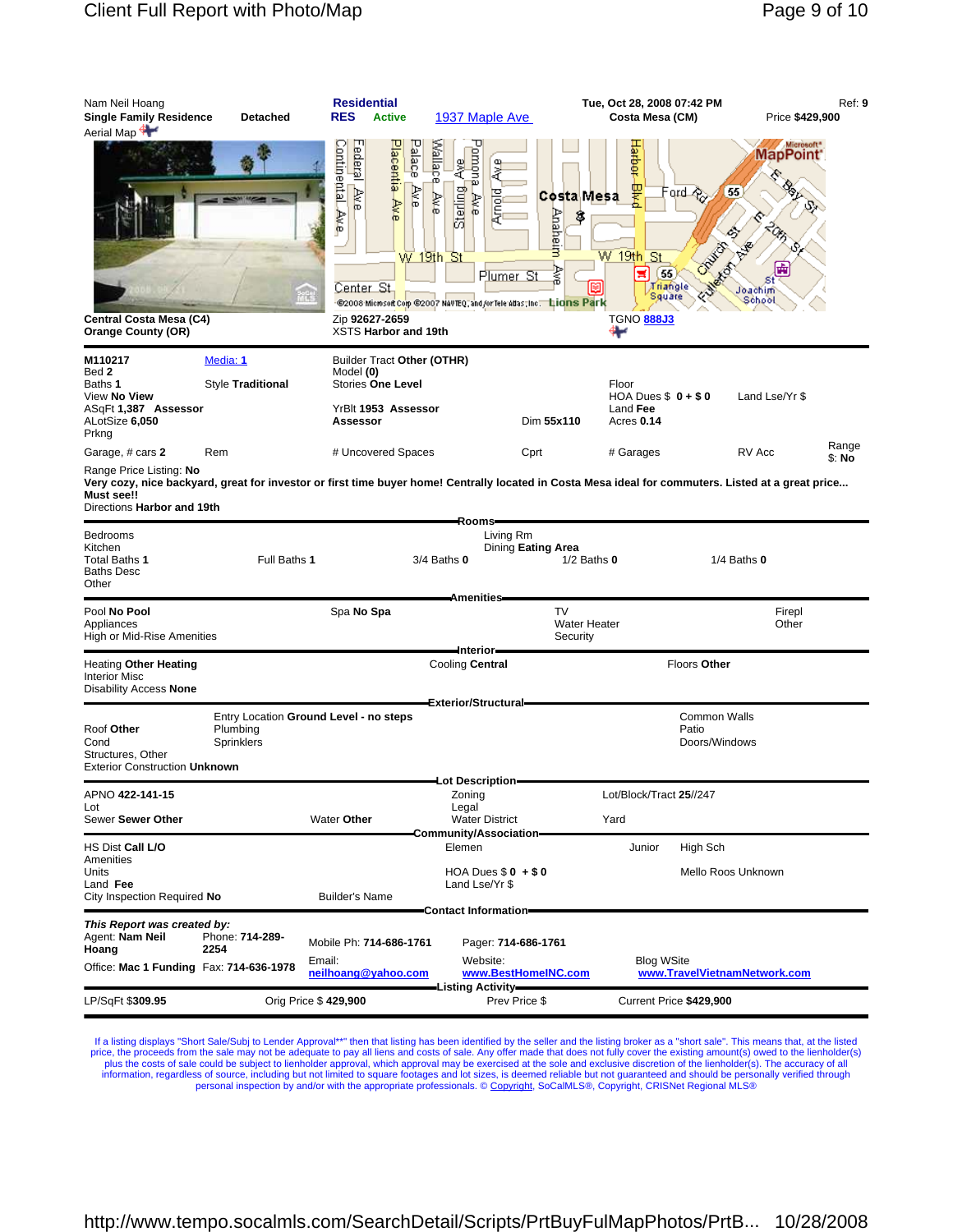Nam Neil Hoang
**Single Family Residence** **Detached**
Aerial Map

**Residential**
**RES** **Active** 1937 Maple Ave

**Tue, Oct 28, 2008 07:42 PM**
**Costa Mesa (CM)**

Ref: **9**
Price **$429,900**

**Central Costa Mesa (C4)**
**Orange County (OR)**

Zip **92627-2659**
XSTS **Harbor and 19th**

TGNO 888J3

| | | | | | |
|---|---|---|---|---|---|
| **M110217** | Media: 1 | Builder Tract **Other (OTHR)** | | | |
| Bed **2** | | Model **(0)** | | | |
| Baths **1** | Style **Traditional** | Stories **One Level** | | Floor | |
| View **No View** | | | | HOA Dues $ **0 + $ 0** | Land Lse/Yr $ |
| ASqFt **1,387 Assessor** | | YrBlt **1953 Assessor** | | Land **Fee** | |
| ALotSize **6,050** | | **Assessor** | Dim **55x110** | Acres **0.14** | |
| Prkng | | | | | |
| Garage, # cars **2** | Rem | # Uncovered Spaces | Cprt | # Garages | RV Acc | Range $: **No** |

Range Price Listing: **No**
**Very cozy, nice backyard, great for investor or first time buyer home! Centrally located in Costa Mesa ideal for commuters. Listed at a great price... Must see!!**
Directions **Harbor and 19th**

## Rooms

| | | | | |
|---|---|---|---|---|
| Bedrooms | | | Living Rm | |
| Kitchen | | | Dining **Eating Area** | |
| Total Baths **1** | Full Baths **1** | 3/4 Baths **0** | 1/2 Baths **0** | 1/4 Baths **0** |
| Baths Desc | | | | |
| Other | | | | |

## Amenities

| | | | |
|---|---|---|---|
| Pool **No Pool** | Spa **No Spa** | TV | Firepl |
| Appliances | | Water Heater | Other |
| High or Mid-Rise Amenities | | Security | |

## Interior

| | | |
|---|---|---|
| Heating **Other Heating** | Cooling **Central** | Floors **Other** |
| Interior Misc | | |
| Disability Access **None** | | |

## Exterior/Structural

| | | |
|---|---|---|
| | Entry Location **Ground Level - no steps** | Common Walls |
| Roof **Other** | Plumbing | Patio |
| Cond | Sprinklers | Doors/Windows |
| Structures, Other | | |
| Exterior Construction **Unknown** | | |

## Lot Description

| | | | |
|---|---|---|---|
| APNO **422-141-15** | | Zoning | Lot/Block/Tract **25//247** |
| Lot | | Legal | |
| Sewer **Sewer Other** | Water **Other** | Water District | Yard |

## Community/Association

| | | | | |
|---|---|---|---|---|
| HS Dist **Call L/O** | | Elemen | Junior | High Sch |
| Amenities | | | | |
| Units | | HOA Dues $ **0 + $ 0** | | Mello Roos Unknown |
| Land **Fee** | | Land Lse/Yr $ | | |
| City Inspection Required **No** | Builder's Name | | | |

## Contact Information

***This Report was created by:***
Agent: **Nam Neil Hoang** Phone: **714-289-2254** Mobile Ph: **714-686-1761** Pager: **714-686-1761**
Office: **Mac 1 Funding** Fax: **714-636-1978** Email: **neilhoang@yahoo.com** Website: **www.BestHomeINC.com** Blog WSite **www.TravelVietnamNetwork.com**

## Listing Activity

| | | | |
|---|---|---|---|
| LP/SqFt **$309.95** | Orig Price $ **429,900** | Prev Price $ | Current Price **$429,900** |

If a listing displays "Short Sale/Subj to Lender Approval**" then that listing has been identified by the seller and the listing broker as a "short sale". This means that, at the listed price, the proceeds from the sale may not be adequate to pay all liens and costs of sale. Any offer made that does not fully cover the existing amount(s) owed to the lienholder(s) plus the costs of sale could be subject to lienholder approval, which approval may be exercised at the sole and exclusive discretion of the lienholder(s). The accuracy of all information, regardless of source, including but not limited to square footages and lot sizes, is deemed reliable but not guaranteed and should be personally verified through personal inspection by and/or with the appropriate professionals. © Copyright, SoCalMLS®, Copyright, CRISNet Regional MLS®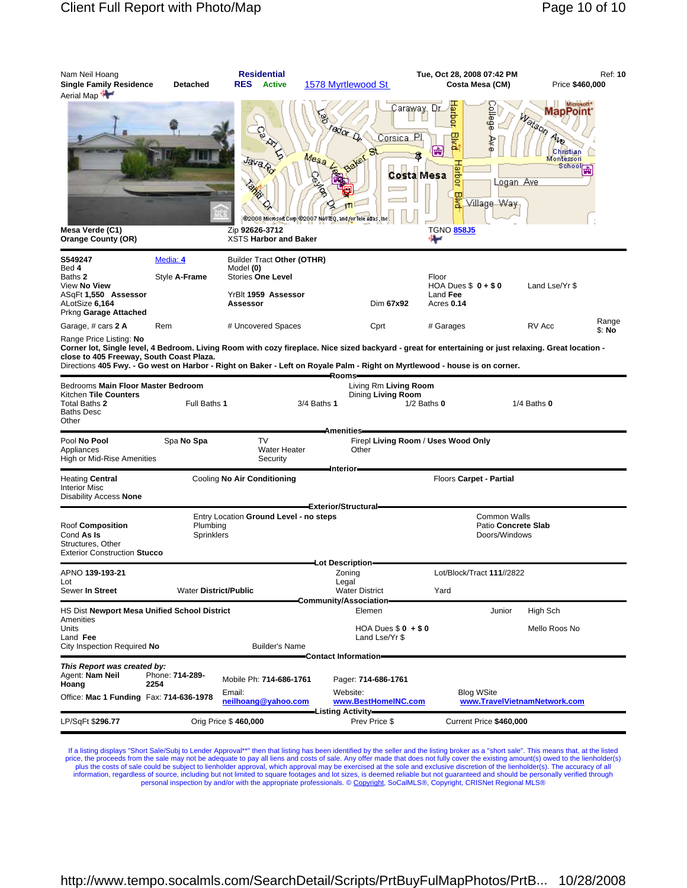Nam Neil Hoang

**Single Family Residence** **Detached** **Residential** **RES** **Active** [1578 Myrtlewood St](#) **Tue, Oct 28, 2008 07:42 PM** Ref: **10**

Aerial Map **Costa Mesa (CM)** Price **$460,000**

**Mesa Verde (C1)**
**Orange County (OR)**

Zip **92626-3712**
XSTS **Harbor and Baker**

TGNO **858J5**

| | | | | | |
|---|---|---|---|---|---|
| **S549247** | Media: **4** | Builder Tract **Other (OTHR)** | | | |
| Bed **4** | | Model **(0)** | | | |
| Baths **2** | Style **A-Frame** | Stories **One Level** | | Floor | |
| View **No View** | | | | HOA Dues $ **0** + $ **0** | Land Lse/Yr $ |
| ASqFt **1,550** Assessor | | YrBlt **1959** Assessor | | Land **Fee** | |
| ALotSize **6,164** | | **Assessor** | Dim **67x92** | Acres **0.14** | |
| Prkng **Garage Attached** | | | | | |
| Garage, # cars **2 A** | Rem | # Uncovered Spaces | Cprt | # Garages | RV Acc | Range $: **No** |

Range Price Listing: **No**

**Corner lot, Single level, 4 Bedroom. Living Room with cozy fireplace. Nice sized backyard - great for entertaining or just relaxing. Great location - close to 405 Freeway, South Coast Plaza.**

Directions **405 Fwy. - Go west on Harbor - Right on Baker - Left on Royale Palm - Right on Myrtlewood - house is on corner.**

## Rooms

Bedrooms **Main Floor Master Bedroom**
Kitchen **Tile Counters**
Total Baths **2** Full Baths **1** 3/4 Baths **1** 1/2 Baths **0** 1/4 Baths **0**
Baths Desc
Other
Living Rm **Living Room**
Dining **Living Room**

## Amenities

Pool **No Pool** Spa **No Spa** TV Firepl **Living Room / Uses Wood Only**
Appliances Water Heater Other
High or Mid-Rise Amenities Security

## Interior

Heating **Central** Cooling **No Air Conditioning** Floors **Carpet - Partial**
Interior Misc
Disability Access **None**

## Exterior/Structural

Entry Location **Ground Level - no steps** Common Walls
Roof **Composition** Plumbing Patio **Concrete Slab**
Cond **As Is** Sprinklers Doors/Windows
Structures, Other
Exterior Construction **Stucco**

## Lot Description

APNO **139-193-21** Zoning Lot/Block/Tract **111//2822**
Lot Legal
Sewer **In Street** Water **District/Public** Water District Yard

## Community/Association

HS Dist **Newport Mesa Unified School District** Elemen Junior High Sch
Amenities
Units HOA Dues $ **0** + $ **0** Mello Roos **No**
Land **Fee** Land Lse/Yr $
City Inspection Required **No** Builder's Name

## Contact Information

***This Report was created by:***
Agent: **Nam Neil Hoang** Phone: **714-289-2254** Mobile Ph: **714-686-1761** Pager: **714-686-1761**
Office: **Mac 1 Funding** Fax: **714-636-1978** Email: **neilhoang@yahoo.com** Website: **www.BestHomeINC.com** Blog WSite **www.TravelVietnamNetwork.com**

## Listing Activity

LP/SqFt **$296.77** Orig Price $ **460,000** Prev Price $ Current Price **$460,000**

If a listing displays "Short Sale/Subj to Lender Approval**" then that listing has been identified by the seller and the listing broker as a "short sale". This means that, at the listed price, the proceeds from the sale may not be adequate to pay all liens and costs of sale. Any offer made that does not fully cover the existing amount(s) owed to the lienholder(s) plus the costs of sale could be subject to lienholder approval, which approval may be exercised at the sole and exclusive discretion of the lienholder(s). The accuracy of all information, regardless of source, including but not limited to square footages and lot sizes, is deemed reliable but not guaranteed and should be personally verified through personal inspection by and/or with the appropriate professionals. © Copyright, SoCalMLS®, Copyright, CRISNet Regional MLS®